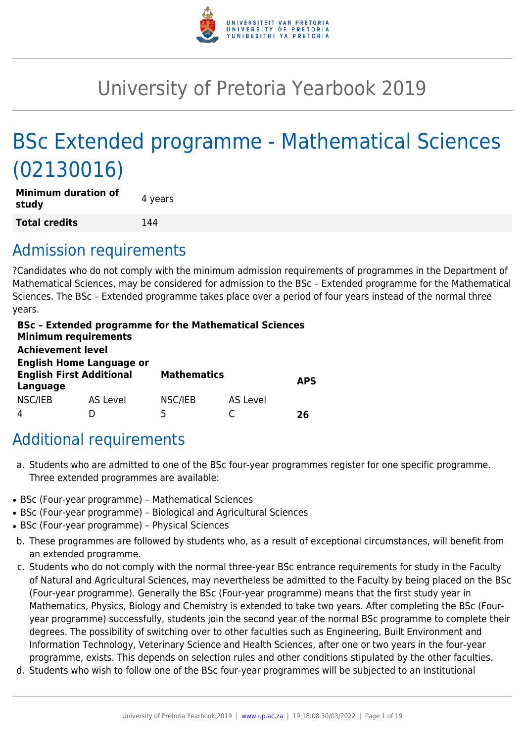# University of Pretoria Yearbook 2019

# BSc Extended programme - Mathematical Sciences (02130016)

| **Minimum duration of study** | 4 years |
|---|---|
| **Total credits** | 144 |

## Admission requirements

?Candidates who do not comply with the minimum admission requirements of programmes in the Department of Mathematical Sciences, may be considered for admission to the BSc – Extended programme for the Mathematical Sciences. The BSc – Extended programme takes place over a period of four years instead of the normal three years.

**BSc – Extended programme for the Mathematical Sciences**
**Minimum requirements**
**Achievement level**

| **English Home Language or English First Additional Language** | | **Mathematics** | | **APS** |
|---|---|---|---|---|
| NSC/IEB | AS Level | NSC/IEB | AS Level | |
| 4 | D | 5 | C | **26** |

## Additional requirements

a. Students who are admitted to one of the BSc four-year programmes register for one specific programme. Three extended programmes are available:

- BSc (Four-year programme) – Mathematical Sciences
- BSc (Four-year programme) – Biological and Agricultural Sciences
- BSc (Four-year programme) – Physical Sciences

b. These programmes are followed by students who, as a result of exceptional circumstances, will benefit from an extended programme.

c. Students who do not comply with the normal three-year BSc entrance requirements for study in the Faculty of Natural and Agricultural Sciences, may nevertheless be admitted to the Faculty by being placed on the BSc (Four-year programme). Generally the BSc (Four-year programme) means that the first study year in Mathematics, Physics, Biology and Chemistry is extended to take two years. After completing the BSc (Four-year programme) successfully, students join the second year of the normal BSc programme to complete their degrees. The possibility of switching over to other faculties such as Engineering, Built Environment and Information Technology, Veterinary Science and Health Sciences, after one or two years in the four-year programme, exists. This depends on selection rules and other conditions stipulated by the other faculties.

d. Students who wish to follow one of the BSc four-year programmes will be subjected to an Institutional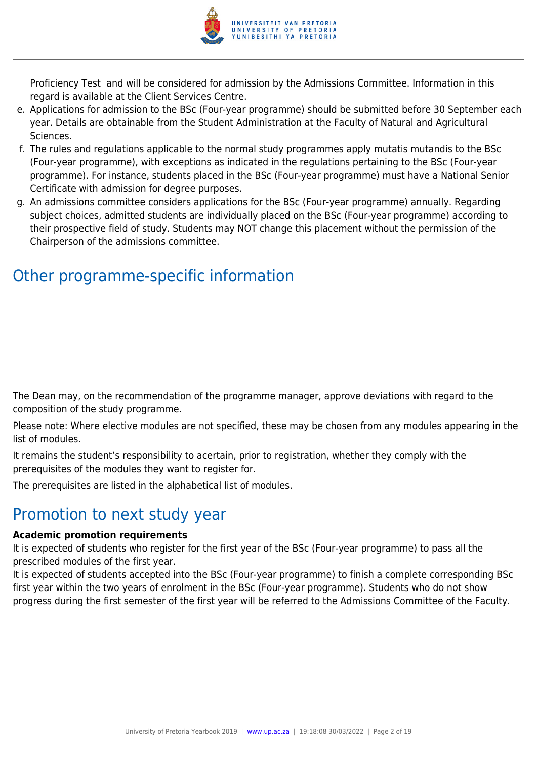Proficiency Test and will be considered for admission by the Admissions Committee. Information in this regard is available at the Client Services Centre.

e. Applications for admission to the BSc (Four-year programme) should be submitted before 30 September each year. Details are obtainable from the Student Administration at the Faculty of Natural and Agricultural Sciences.
f. The rules and regulations applicable to the normal study programmes apply mutatis mutandis to the BSc (Four-year programme), with exceptions as indicated in the regulations pertaining to the BSc (Four-year programme). For instance, students placed in the BSc (Four-year programme) must have a National Senior Certificate with admission for degree purposes.
g. An admissions committee considers applications for the BSc (Four-year programme) annually. Regarding subject choices, admitted students are individually placed on the BSc (Four-year programme) according to their prospective field of study. Students may NOT change this placement without the permission of the Chairperson of the admissions committee.

## Other programme-specific information

The Dean may, on the recommendation of the programme manager, approve deviations with regard to the composition of the study programme.

Please note: Where elective modules are not specified, these may be chosen from any modules appearing in the list of modules.

It remains the student's responsibility to acertain, prior to registration, whether they comply with the prerequisites of the modules they want to register for.

The prerequisites are listed in the alphabetical list of modules.

## Promotion to next study year

**Academic promotion requirements**

It is expected of students who register for the first year of the BSc (Four-year programme) to pass all the prescribed modules of the first year.

It is expected of students accepted into the BSc (Four-year programme) to finish a complete corresponding BSc first year within the two years of enrolment in the BSc (Four-year programme). Students who do not show progress during the first semester of the first year will be referred to the Admissions Committee of the Faculty.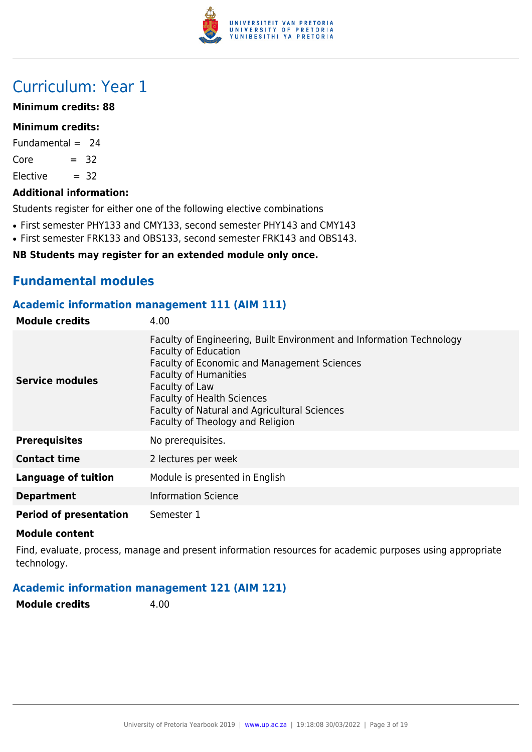# Curriculum: Year 1

**Minimum credits: 88**

**Minimum credits:**

Fundamental = 24

Core = 32

Elective = 32

**Additional information:**

Students register for either one of the following elective combinations

- First semester PHY133 and CMY133, second semester PHY143 and CMY143
- First semester FRK133 and OBS133, second semester FRK143 and OBS143.

**NB Students may register for an extended module only once.**

## Fundamental modules

### Academic information management 111 (AIM 111)

| | |
|---|---|
| **Module credits** | 4.00 |
| **Service modules** | Faculty of Engineering, Built Environment and Information Technology<br>Faculty of Education<br>Faculty of Economic and Management Sciences<br>Faculty of Humanities<br>Faculty of Law<br>Faculty of Health Sciences<br>Faculty of Natural and Agricultural Sciences<br>Faculty of Theology and Religion |
| **Prerequisites** | No prerequisites. |
| **Contact time** | 2 lectures per week |
| **Language of tuition** | Module is presented in English |
| **Department** | Information Science |
| **Period of presentation** | Semester 1 |

**Module content**

Find, evaluate, process, manage and present information resources for academic purposes using appropriate technology.

### Academic information management 121 (AIM 121)

| | |
|---|---|
| **Module credits** | 4.00 |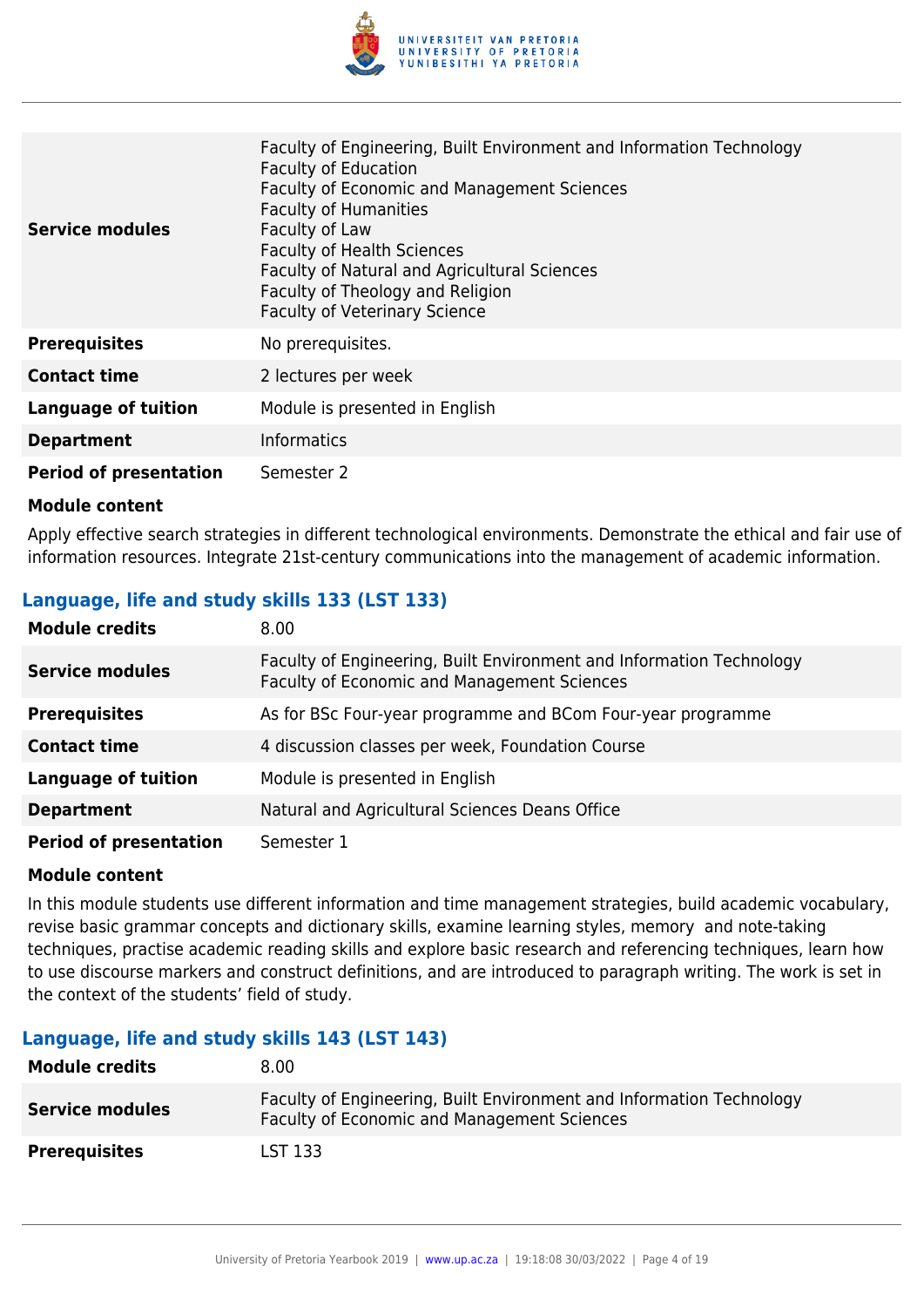| | |
|---|---|
| **Service modules** | Faculty of Engineering, Built Environment and Information Technology<br>Faculty of Education<br>Faculty of Economic and Management Sciences<br>Faculty of Humanities<br>Faculty of Law<br>Faculty of Health Sciences<br>Faculty of Natural and Agricultural Sciences<br>Faculty of Theology and Religion<br>Faculty of Veterinary Science |
| **Prerequisites** | No prerequisites. |
| **Contact time** | 2 lectures per week |
| **Language of tuition** | Module is presented in English |
| **Department** | Informatics |
| **Period of presentation** | Semester 2 |

**Module content**

Apply effective search strategies in different technological environments. Demonstrate the ethical and fair use of information resources. Integrate 21st-century communications into the management of academic information.

### Language, life and study skills 133 (LST 133)

| | |
|---|---|
| **Module credits** | 8.00 |
| **Service modules** | Faculty of Engineering, Built Environment and Information Technology<br>Faculty of Economic and Management Sciences |
| **Prerequisites** | As for BSc Four-year programme and BCom Four-year programme |
| **Contact time** | 4 discussion classes per week, Foundation Course |
| **Language of tuition** | Module is presented in English |
| **Department** | Natural and Agricultural Sciences Deans Office |
| **Period of presentation** | Semester 1 |

**Module content**

In this module students use different information and time management strategies, build academic vocabulary, revise basic grammar concepts and dictionary skills, examine learning styles, memory and note-taking techniques, practise academic reading skills and explore basic research and referencing techniques, learn how to use discourse markers and construct definitions, and are introduced to paragraph writing. The work is set in the context of the students' field of study.

### Language, life and study skills 143 (LST 143)

| | |
|---|---|
| **Module credits** | 8.00 |
| **Service modules** | Faculty of Engineering, Built Environment and Information Technology<br>Faculty of Economic and Management Sciences |
| **Prerequisites** | LST 133 |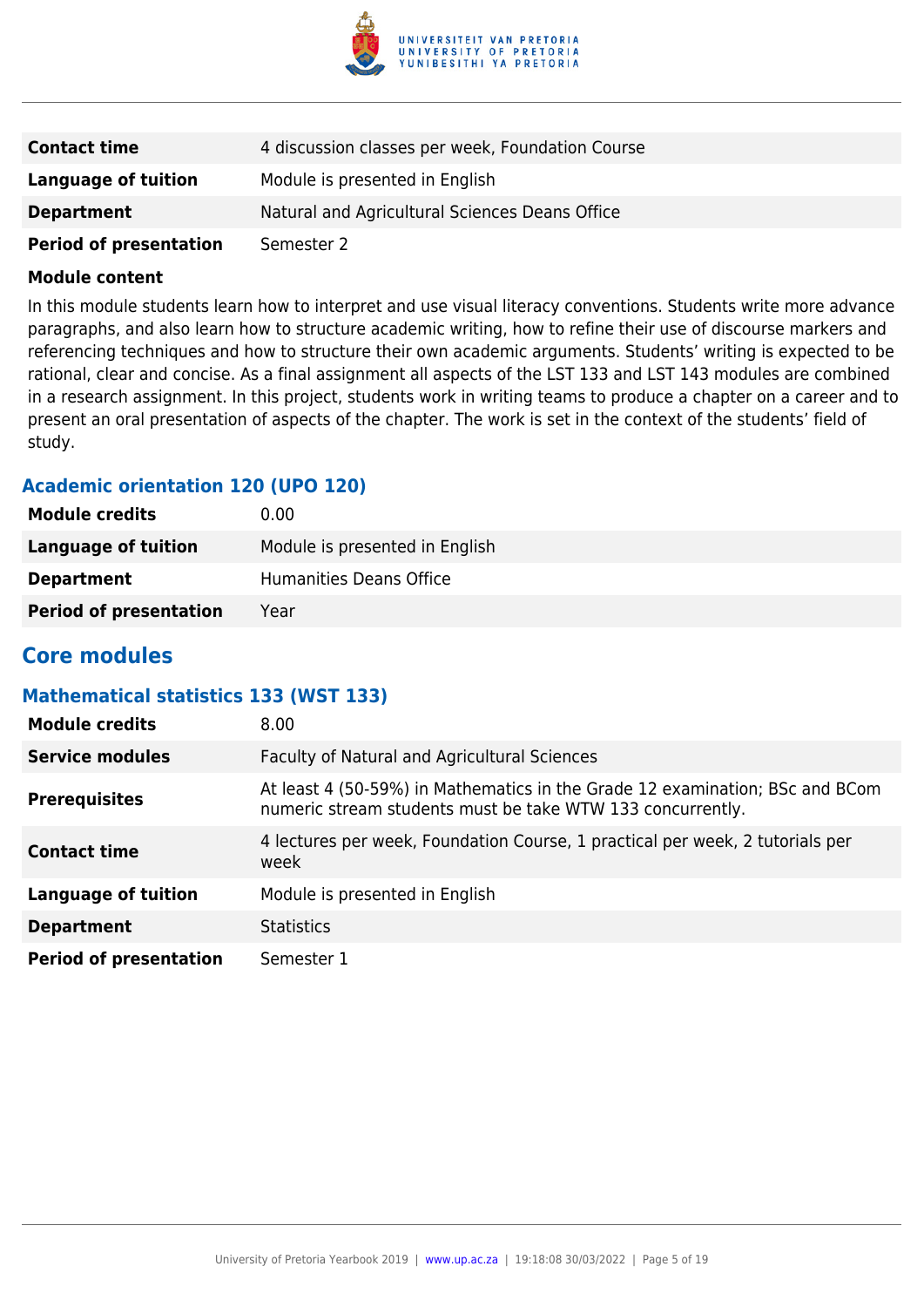| | |
|---|---|
| **Contact time** | 4 discussion classes per week, Foundation Course |
| **Language of tuition** | Module is presented in English |
| **Department** | Natural and Agricultural Sciences Deans Office |
| **Period of presentation** | Semester 2 |

**Module content**

In this module students learn how to interpret and use visual literacy conventions. Students write more advance paragraphs, and also learn how to structure academic writing, how to refine their use of discourse markers and referencing techniques and how to structure their own academic arguments. Students' writing is expected to be rational, clear and concise. As a final assignment all aspects of the LST 133 and LST 143 modules are combined in a research assignment. In this project, students work in writing teams to produce a chapter on a career and to present an oral presentation of aspects of the chapter. The work is set in the context of the students' field of study.

### Academic orientation 120 (UPO 120)

| | |
|---|---|
| **Module credits** | 0.00 |
| **Language of tuition** | Module is presented in English |
| **Department** | Humanities Deans Office |
| **Period of presentation** | Year |

## Core modules

### Mathematical statistics 133 (WST 133)

| | |
|---|---|
| **Module credits** | 8.00 |
| **Service modules** | Faculty of Natural and Agricultural Sciences |
| **Prerequisites** | At least 4 (50-59%) in Mathematics in the Grade 12 examination; BSc and BCom numeric stream students must be take WTW 133 concurrently. |
| **Contact time** | 4 lectures per week, Foundation Course, 1 practical per week, 2 tutorials per week |
| **Language of tuition** | Module is presented in English |
| **Department** | Statistics |
| **Period of presentation** | Semester 1 |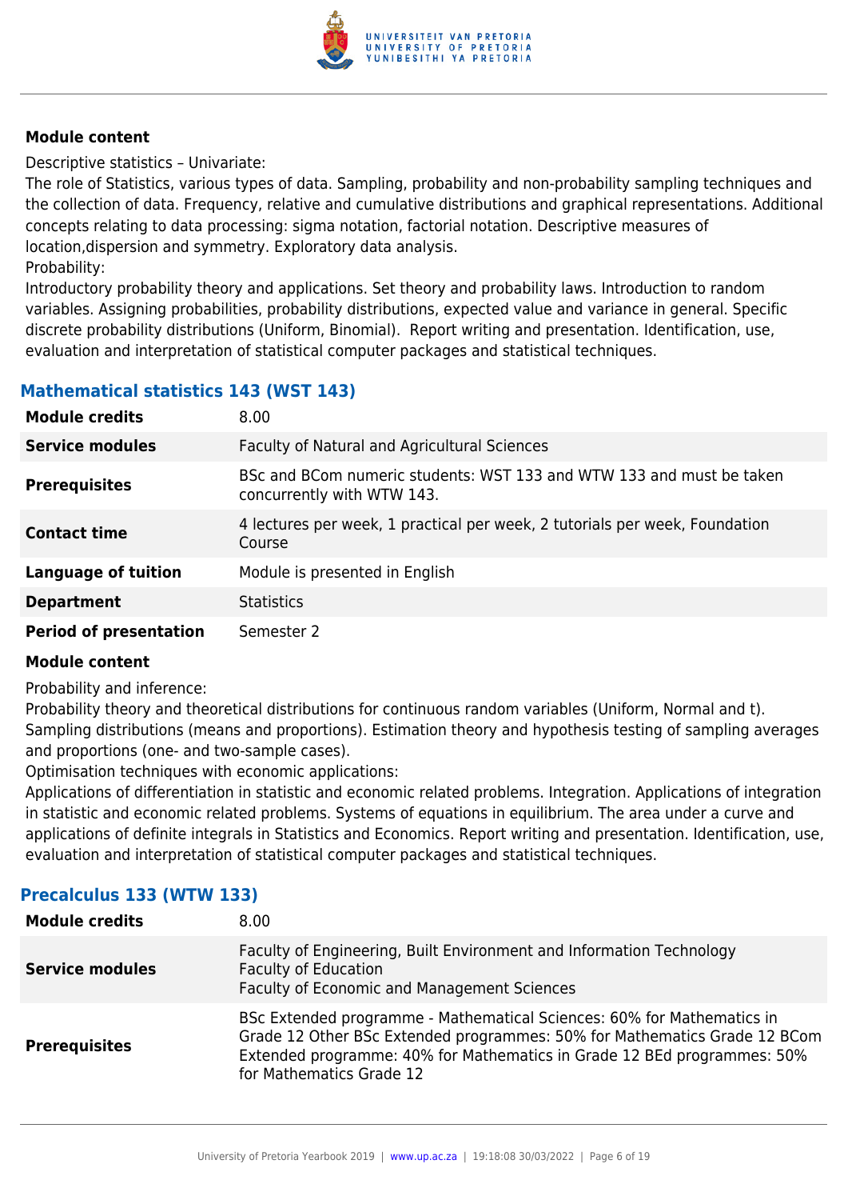**Module content**

Descriptive statistics – Univariate:

The role of Statistics, various types of data. Sampling, probability and non-probability sampling techniques and the collection of data. Frequency, relative and cumulative distributions and graphical representations. Additional concepts relating to data processing: sigma notation, factorial notation. Descriptive measures of location,dispersion and symmetry. Exploratory data analysis.

Probability:

Introductory probability theory and applications. Set theory and probability laws. Introduction to random variables. Assigning probabilities, probability distributions, expected value and variance in general. Specific discrete probability distributions (Uniform, Binomial). Report writing and presentation. Identification, use, evaluation and interpretation of statistical computer packages and statistical techniques.

## Mathematical statistics 143 (WST 143)

| | |
|---|---|
| **Module credits** | 8.00 |
| **Service modules** | Faculty of Natural and Agricultural Sciences |
| **Prerequisites** | BSc and BCom numeric students: WST 133 and WTW 133 and must be taken concurrently with WTW 143. |
| **Contact time** | 4 lectures per week, 1 practical per week, 2 tutorials per week, Foundation Course |
| **Language of tuition** | Module is presented in English |
| **Department** | Statistics |
| **Period of presentation** | Semester 2 |

**Module content**

Probability and inference:

Probability theory and theoretical distributions for continuous random variables (Uniform, Normal and t). Sampling distributions (means and proportions). Estimation theory and hypothesis testing of sampling averages and proportions (one- and two-sample cases).

Optimisation techniques with economic applications:

Applications of differentiation in statistic and economic related problems. Integration. Applications of integration in statistic and economic related problems. Systems of equations in equilibrium. The area under a curve and applications of definite integrals in Statistics and Economics. Report writing and presentation. Identification, use, evaluation and interpretation of statistical computer packages and statistical techniques.

## Precalculus 133 (WTW 133)

| | |
|---|---|
| **Module credits** | 8.00 |
| **Service modules** | Faculty of Engineering, Built Environment and Information Technology<br>Faculty of Education<br>Faculty of Economic and Management Sciences |
| **Prerequisites** | BSc Extended programme - Mathematical Sciences: 60% for Mathematics in Grade 12 Other BSc Extended programmes: 50% for Mathematics Grade 12 BCom Extended programme: 40% for Mathematics in Grade 12 BEd programmes: 50% for Mathematics Grade 12 |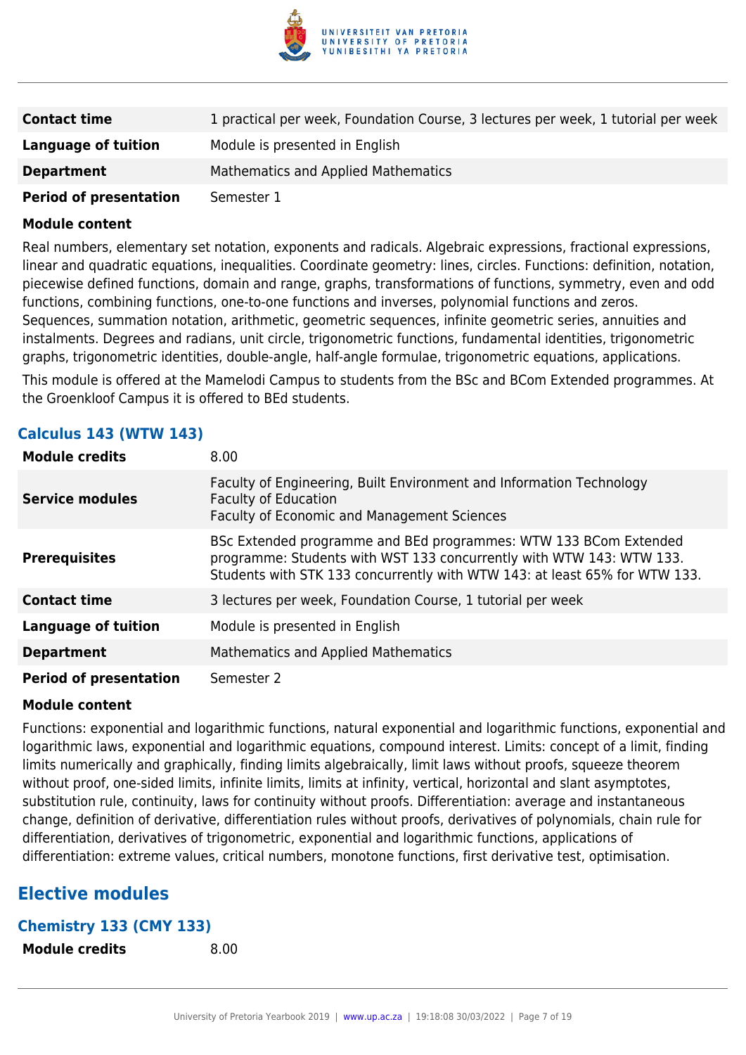| | |
|---|---|
| **Contact time** | 1 practical per week, Foundation Course, 3 lectures per week, 1 tutorial per week |
| **Language of tuition** | Module is presented in English |
| **Department** | Mathematics and Applied Mathematics |
| **Period of presentation** | Semester 1 |

**Module content**

Real numbers, elementary set notation, exponents and radicals. Algebraic expressions, fractional expressions, linear and quadratic equations, inequalities. Coordinate geometry: lines, circles. Functions: definition, notation, piecewise defined functions, domain and range, graphs, transformations of functions, symmetry, even and odd functions, combining functions, one-to-one functions and inverses, polynomial functions and zeros. Sequences, summation notation, arithmetic, geometric sequences, infinite geometric series, annuities and instalments. Degrees and radians, unit circle, trigonometric functions, fundamental identities, trigonometric graphs, trigonometric identities, double-angle, half-angle formulae, trigonometric equations, applications.

This module is offered at the Mamelodi Campus to students from the BSc and BCom Extended programmes. At the Groenkloof Campus it is offered to BEd students.

### Calculus 143 (WTW 143)

| | |
|---|---|
| **Module credits** | 8.00 |
| **Service modules** | Faculty of Engineering, Built Environment and Information Technology<br>Faculty of Education<br>Faculty of Economic and Management Sciences |
| **Prerequisites** | BSc Extended programme and BEd programmes: WTW 133 BCom Extended programme: Students with WST 133 concurrently with WTW 143: WTW 133. Students with STK 133 concurrently with WTW 143: at least 65% for WTW 133. |
| **Contact time** | 3 lectures per week, Foundation Course, 1 tutorial per week |
| **Language of tuition** | Module is presented in English |
| **Department** | Mathematics and Applied Mathematics |
| **Period of presentation** | Semester 2 |

**Module content**

Functions: exponential and logarithmic functions, natural exponential and logarithmic functions, exponential and logarithmic laws, exponential and logarithmic equations, compound interest. Limits: concept of a limit, finding limits numerically and graphically, finding limits algebraically, limit laws without proofs, squeeze theorem without proof, one-sided limits, infinite limits, limits at infinity, vertical, horizontal and slant asymptotes, substitution rule, continuity, laws for continuity without proofs. Differentiation: average and instantaneous change, definition of derivative, differentiation rules without proofs, derivatives of polynomials, chain rule for differentiation, derivatives of trigonometric, exponential and logarithmic functions, applications of differentiation: extreme values, critical numbers, monotone functions, first derivative test, optimisation.

## Elective modules

### Chemistry 133 (CMY 133)

| | |
|---|---|
| **Module credits** | 8.00 |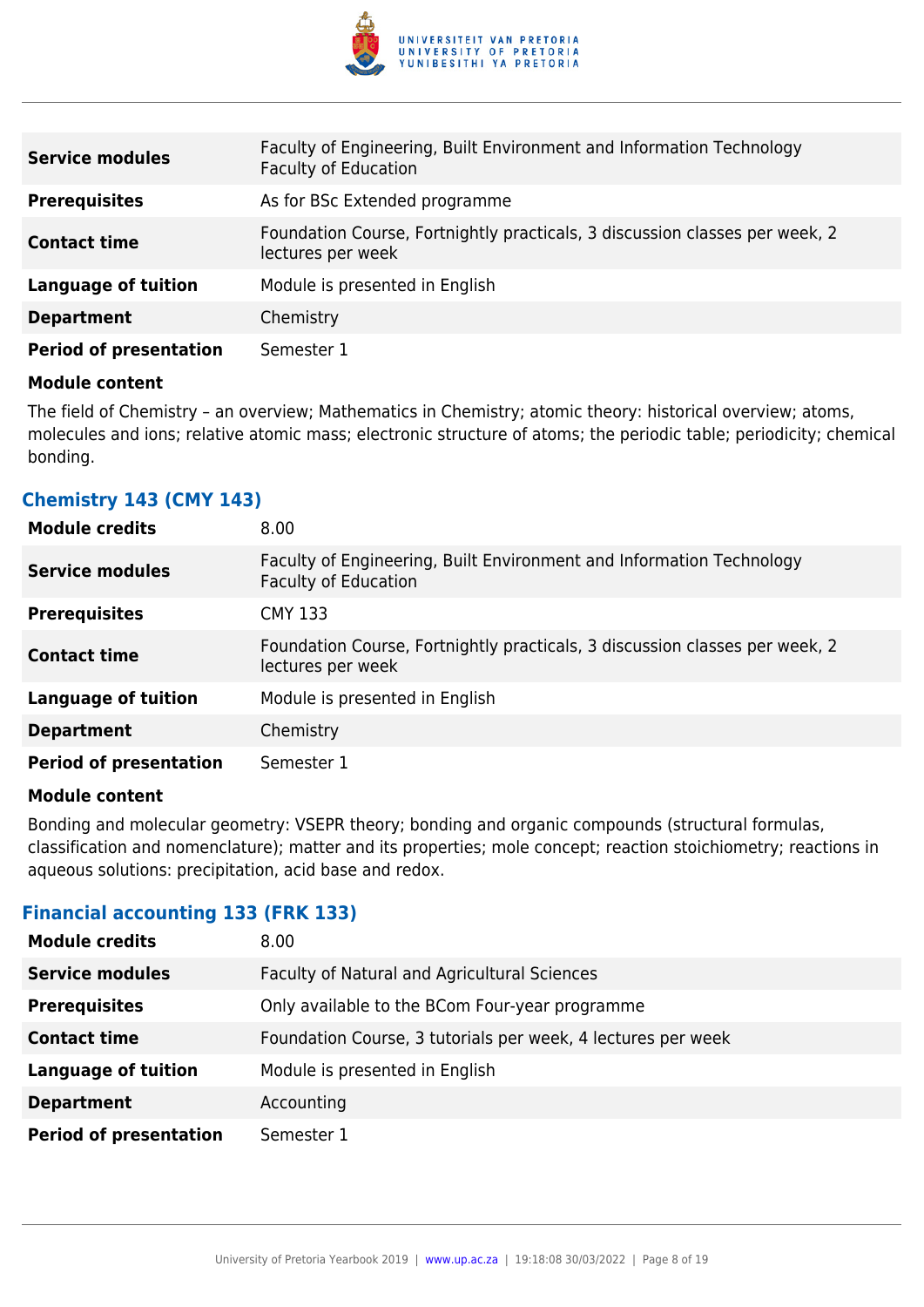| | |
|---|---|
| **Service modules** | Faculty of Engineering, Built Environment and Information Technology<br>Faculty of Education |
| **Prerequisites** | As for BSc Extended programme |
| **Contact time** | Foundation Course, Fortnightly practicals, 3 discussion classes per week, 2 lectures per week |
| **Language of tuition** | Module is presented in English |
| **Department** | Chemistry |
| **Period of presentation** | Semester 1 |

**Module content**

The field of Chemistry – an overview; Mathematics in Chemistry; atomic theory: historical overview; atoms, molecules and ions; relative atomic mass; electronic structure of atoms; the periodic table; periodicity; chemical bonding.

### Chemistry 143 (CMY 143)

| | |
|---|---|
| **Module credits** | 8.00 |
| **Service modules** | Faculty of Engineering, Built Environment and Information Technology<br>Faculty of Education |
| **Prerequisites** | CMY 133 |
| **Contact time** | Foundation Course, Fortnightly practicals, 3 discussion classes per week, 2 lectures per week |
| **Language of tuition** | Module is presented in English |
| **Department** | Chemistry |
| **Period of presentation** | Semester 1 |

**Module content**

Bonding and molecular geometry: VSEPR theory; bonding and organic compounds (structural formulas, classification and nomenclature); matter and its properties; mole concept; reaction stoichiometry; reactions in aqueous solutions: precipitation, acid base and redox.

### Financial accounting 133 (FRK 133)

| | |
|---|---|
| **Module credits** | 8.00 |
| **Service modules** | Faculty of Natural and Agricultural Sciences |
| **Prerequisites** | Only available to the BCom Four-year programme |
| **Contact time** | Foundation Course, 3 tutorials per week, 4 lectures per week |
| **Language of tuition** | Module is presented in English |
| **Department** | Accounting |
| **Period of presentation** | Semester 1 |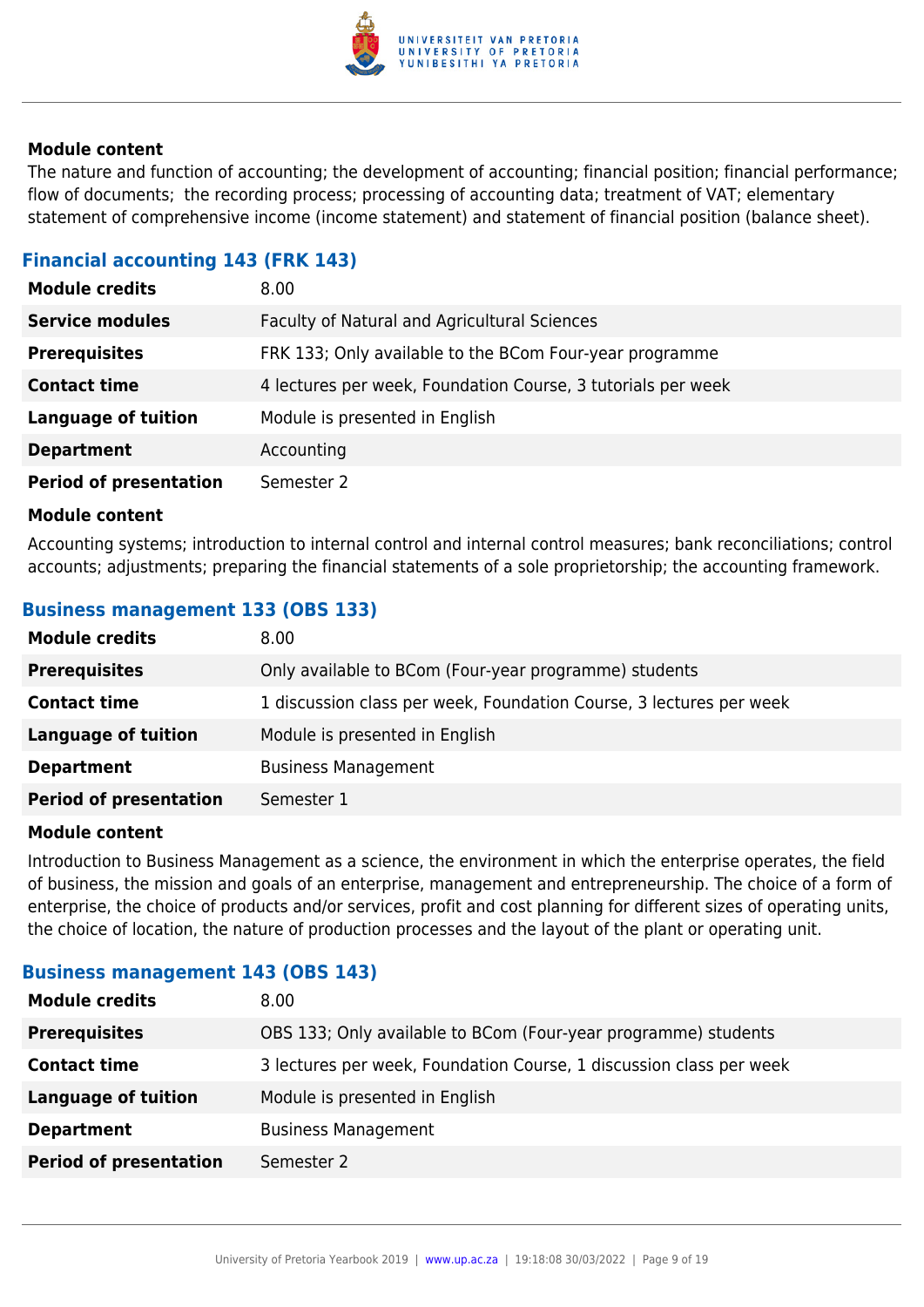**Module content**

The nature and function of accounting; the development of accounting; financial position; financial performance; flow of documents; the recording process; processing of accounting data; treatment of VAT; elementary statement of comprehensive income (income statement) and statement of financial position (balance sheet).

### Financial accounting 143 (FRK 143)

| | |
|---|---|
| **Module credits** | 8.00 |
| **Service modules** | Faculty of Natural and Agricultural Sciences |
| **Prerequisites** | FRK 133; Only available to the BCom Four-year programme |
| **Contact time** | 4 lectures per week, Foundation Course, 3 tutorials per week |
| **Language of tuition** | Module is presented in English |
| **Department** | Accounting |
| **Period of presentation** | Semester 2 |

**Module content**

Accounting systems; introduction to internal control and internal control measures; bank reconciliations; control accounts; adjustments; preparing the financial statements of a sole proprietorship; the accounting framework.

### Business management 133 (OBS 133)

| | |
|---|---|
| **Module credits** | 8.00 |
| **Prerequisites** | Only available to BCom (Four-year programme) students |
| **Contact time** | 1 discussion class per week, Foundation Course, 3 lectures per week |
| **Language of tuition** | Module is presented in English |
| **Department** | Business Management |
| **Period of presentation** | Semester 1 |

**Module content**

Introduction to Business Management as a science, the environment in which the enterprise operates, the field of business, the mission and goals of an enterprise, management and entrepreneurship. The choice of a form of enterprise, the choice of products and/or services, profit and cost planning for different sizes of operating units, the choice of location, the nature of production processes and the layout of the plant or operating unit.

### Business management 143 (OBS 143)

| | |
|---|---|
| **Module credits** | 8.00 |
| **Prerequisites** | OBS 133; Only available to BCom (Four-year programme) students |
| **Contact time** | 3 lectures per week, Foundation Course, 1 discussion class per week |
| **Language of tuition** | Module is presented in English |
| **Department** | Business Management |
| **Period of presentation** | Semester 2 |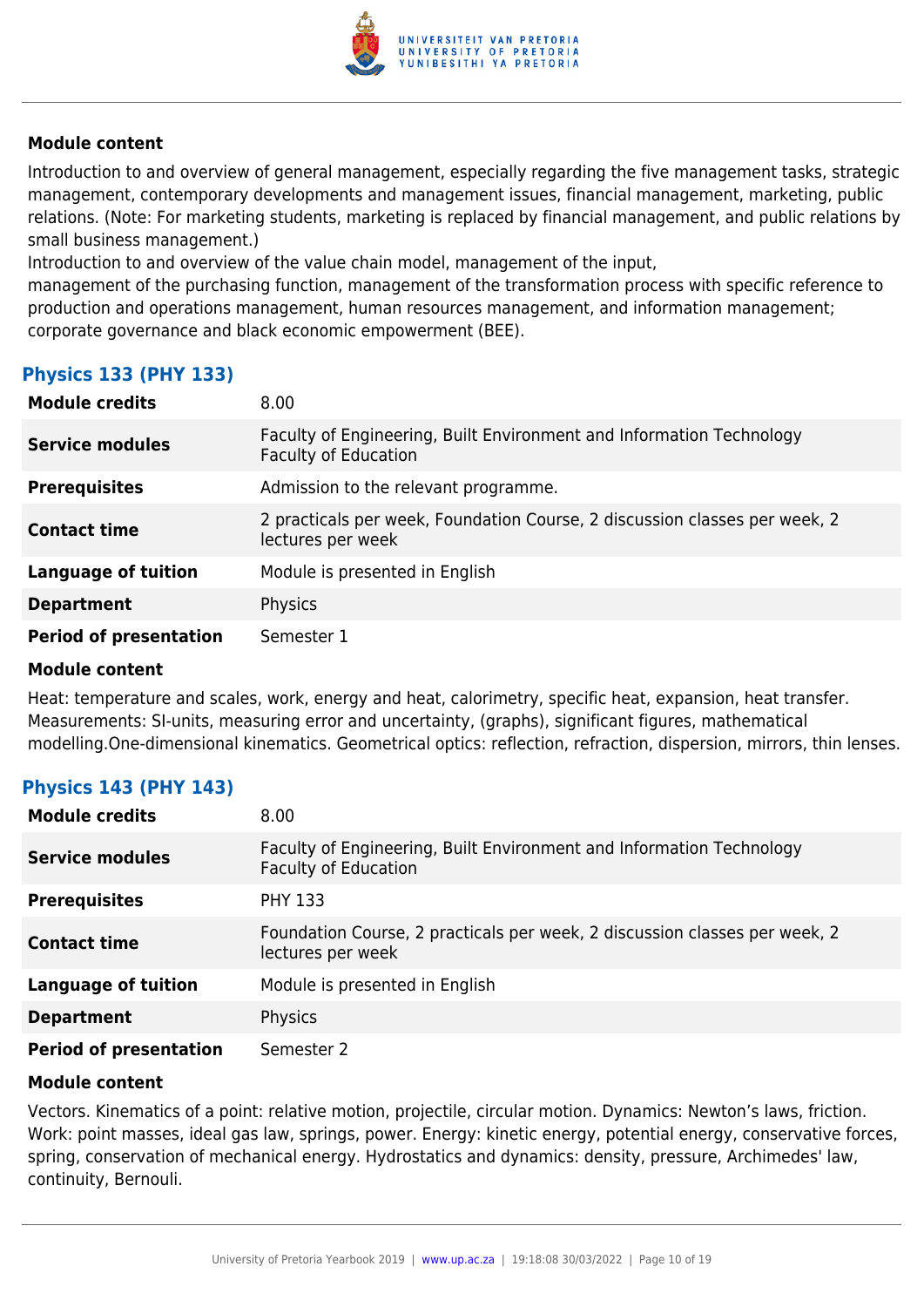#### Module content

Introduction to and overview of general management, especially regarding the five management tasks, strategic management, contemporary developments and management issues, financial management, marketing, public relations. (Note: For marketing students, marketing is replaced by financial management, and public relations by small business management.)
Introduction to and overview of the value chain model, management of the input,
management of the purchasing function, management of the transformation process with specific reference to production and operations management, human resources management, and information management; corporate governance and black economic empowerment (BEE).

### Physics 133 (PHY 133)

| | |
|---|---|
| **Module credits** | 8.00 |
| **Service modules** | Faculty of Engineering, Built Environment and Information Technology<br>Faculty of Education |
| **Prerequisites** | Admission to the relevant programme. |
| **Contact time** | 2 practicals per week, Foundation Course, 2 discussion classes per week, 2 lectures per week |
| **Language of tuition** | Module is presented in English |
| **Department** | Physics |
| **Period of presentation** | Semester 1 |

#### Module content

Heat: temperature and scales, work, energy and heat, calorimetry, specific heat, expansion, heat transfer. Measurements: SI-units, measuring error and uncertainty, (graphs), significant figures, mathematical modelling.One-dimensional kinematics. Geometrical optics: reflection, refraction, dispersion, mirrors, thin lenses.

### Physics 143 (PHY 143)

| | |
|---|---|
| **Module credits** | 8.00 |
| **Service modules** | Faculty of Engineering, Built Environment and Information Technology<br>Faculty of Education |
| **Prerequisites** | PHY 133 |
| **Contact time** | Foundation Course, 2 practicals per week, 2 discussion classes per week, 2 lectures per week |
| **Language of tuition** | Module is presented in English |
| **Department** | Physics |
| **Period of presentation** | Semester 2 |

#### Module content

Vectors. Kinematics of a point: relative motion, projectile, circular motion. Dynamics: Newton's laws, friction. Work: point masses, ideal gas law, springs, power. Energy: kinetic energy, potential energy, conservative forces, spring, conservation of mechanical energy. Hydrostatics and dynamics: density, pressure, Archimedes' law, continuity, Bernouli.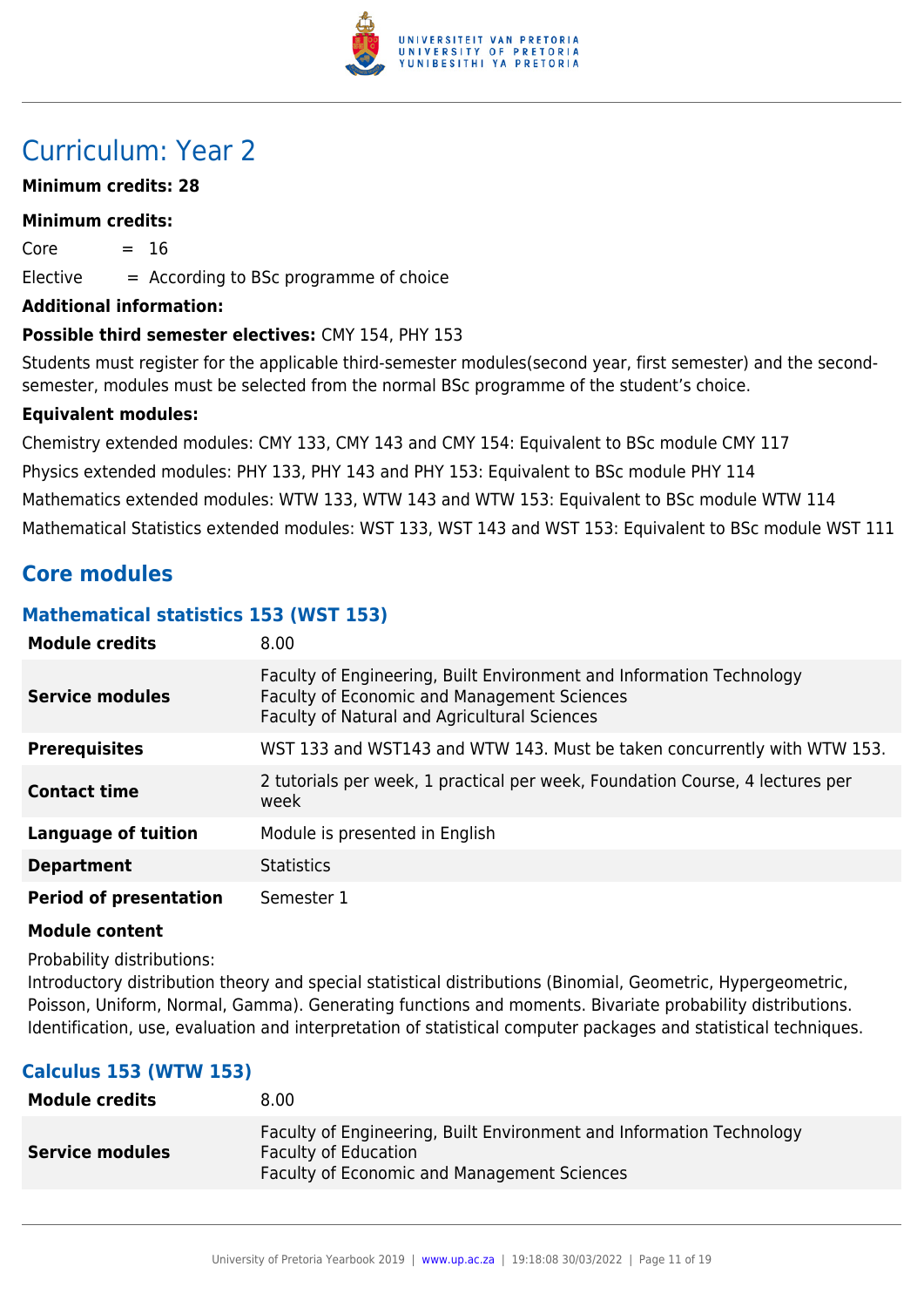# Curriculum: Year 2

**Minimum credits: 28**

**Minimum credits:**

Core = 16

Elective = According to BSc programme of choice

**Additional information:**

**Possible third semester electives:** CMY 154, PHY 153

Students must register for the applicable third-semester modules(second year, first semester) and the second-semester, modules must be selected from the normal BSc programme of the student's choice.

**Equivalent modules:**

Chemistry extended modules: CMY 133, CMY 143 and CMY 154: Equivalent to BSc module CMY 117

Physics extended modules: PHY 133, PHY 143 and PHY 153: Equivalent to BSc module PHY 114

Mathematics extended modules: WTW 133, WTW 143 and WTW 153: Equivalent to BSc module WTW 114

Mathematical Statistics extended modules: WST 133, WST 143 and WST 153: Equivalent to BSc module WST 111

## Core modules

### Mathematical statistics 153 (WST 153)

| | |
|---|---|
| **Module credits** | 8.00 |
| **Service modules** | Faculty of Engineering, Built Environment and Information Technology<br>Faculty of Economic and Management Sciences<br>Faculty of Natural and Agricultural Sciences |
| **Prerequisites** | WST 133 and WST143 and WTW 143. Must be taken concurrently with WTW 153. |
| **Contact time** | 2 tutorials per week, 1 practical per week, Foundation Course, 4 lectures per week |
| **Language of tuition** | Module is presented in English |
| **Department** | Statistics |
| **Period of presentation** | Semester 1 |

**Module content**

Probability distributions:
Introductory distribution theory and special statistical distributions (Binomial, Geometric, Hypergeometric, Poisson, Uniform, Normal, Gamma). Generating functions and moments. Bivariate probability distributions. Identification, use, evaluation and interpretation of statistical computer packages and statistical techniques.

### Calculus 153 (WTW 153)

| | |
|---|---|
| **Module credits** | 8.00 |
| **Service modules** | Faculty of Engineering, Built Environment and Information Technology<br>Faculty of Education<br>Faculty of Economic and Management Sciences |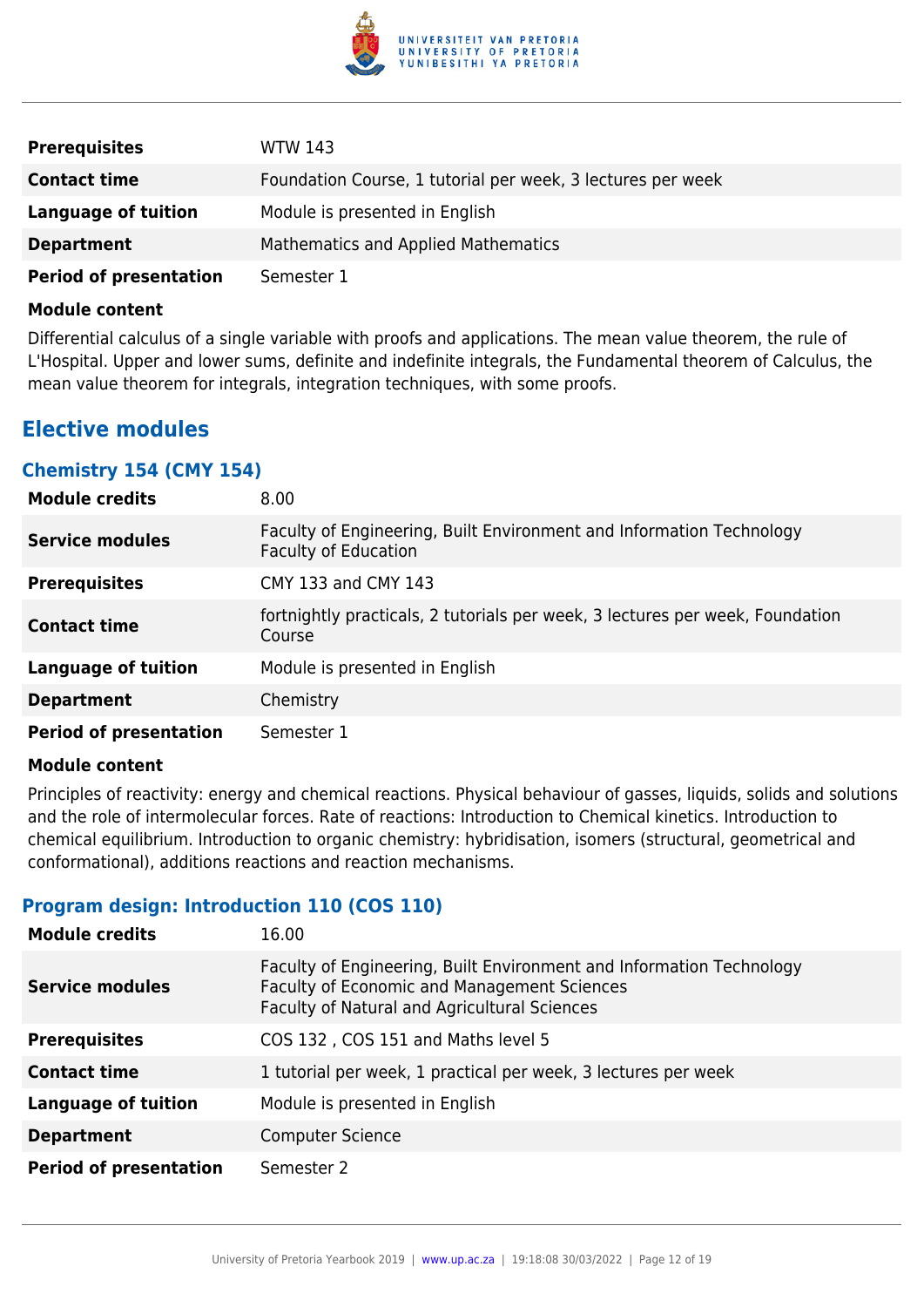| | |
|---|---|
| **Prerequisites** | WTW 143 |
| **Contact time** | Foundation Course, 1 tutorial per week, 3 lectures per week |
| **Language of tuition** | Module is presented in English |
| **Department** | Mathematics and Applied Mathematics |
| **Period of presentation** | Semester 1 |

**Module content**

Differential calculus of a single variable with proofs and applications. The mean value theorem, the rule of L'Hospital. Upper and lower sums, definite and indefinite integrals, the Fundamental theorem of Calculus, the mean value theorem for integrals, integration techniques, with some proofs.

## Elective modules

### Chemistry 154 (CMY 154)

| | |
|---|---|
| **Module credits** | 8.00 |
| **Service modules** | Faculty of Engineering, Built Environment and Information Technology<br>Faculty of Education |
| **Prerequisites** | CMY 133 and CMY 143 |
| **Contact time** | fortnightly practicals, 2 tutorials per week, 3 lectures per week, Foundation Course |
| **Language of tuition** | Module is presented in English |
| **Department** | Chemistry |
| **Period of presentation** | Semester 1 |

**Module content**

Principles of reactivity: energy and chemical reactions. Physical behaviour of gasses, liquids, solids and solutions and the role of intermolecular forces. Rate of reactions: Introduction to Chemical kinetics. Introduction to chemical equilibrium. Introduction to organic chemistry: hybridisation, isomers (structural, geometrical and conformational), additions reactions and reaction mechanisms.

### Program design: Introduction 110 (COS 110)

| | |
|---|---|
| **Module credits** | 16.00 |
| **Service modules** | Faculty of Engineering, Built Environment and Information Technology<br>Faculty of Economic and Management Sciences<br>Faculty of Natural and Agricultural Sciences |
| **Prerequisites** | COS 132 , COS 151 and Maths level 5 |
| **Contact time** | 1 tutorial per week, 1 practical per week, 3 lectures per week |
| **Language of tuition** | Module is presented in English |
| **Department** | Computer Science |
| **Period of presentation** | Semester 2 |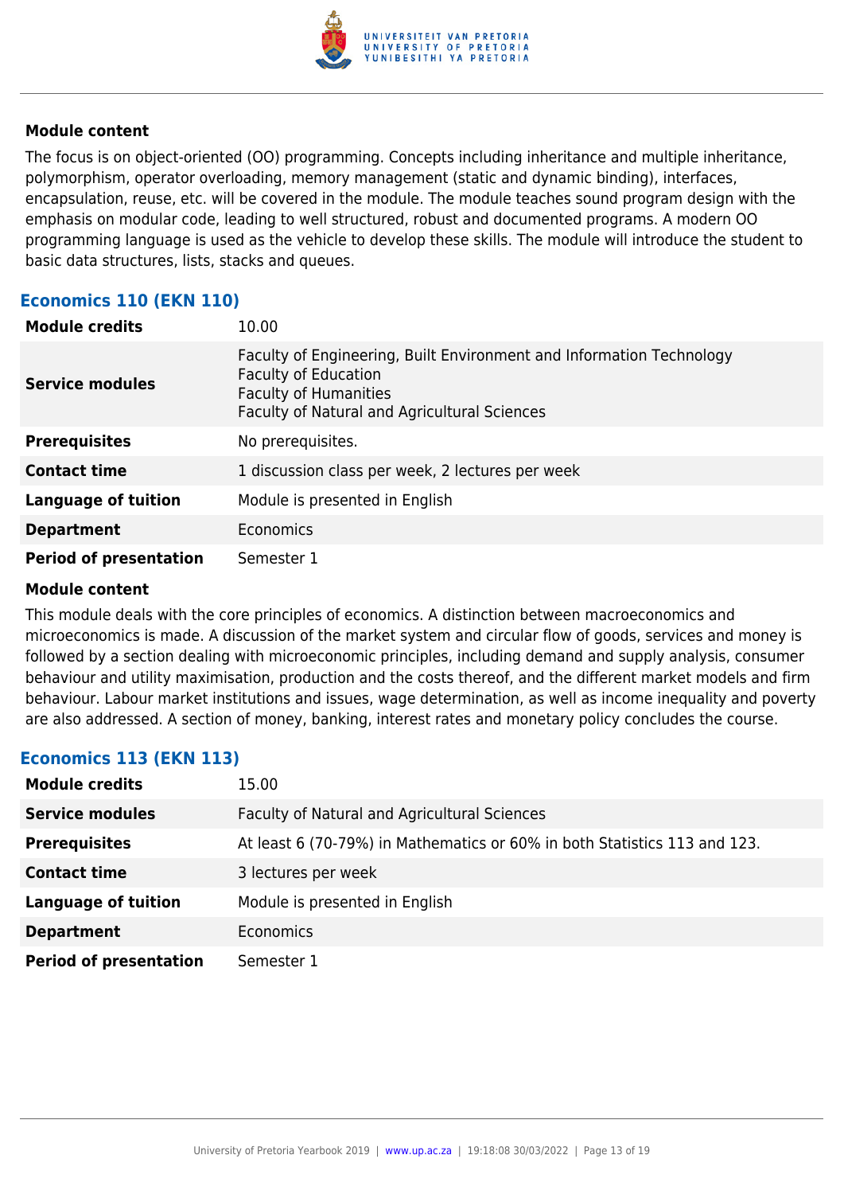### Module content

The focus is on object-oriented (OO) programming. Concepts including inheritance and multiple inheritance, polymorphism, operator overloading, memory management (static and dynamic binding), interfaces, encapsulation, reuse, etc. will be covered in the module. The module teaches sound program design with the emphasis on modular code, leading to well structured, robust and documented programs. A modern OO programming language is used as the vehicle to develop these skills. The module will introduce the student to basic data structures, lists, stacks and queues.

## Economics 110 (EKN 110)

| | |
|---|---|
| **Module credits** | 10.00 |
| **Service modules** | Faculty of Engineering, Built Environment and Information Technology<br>Faculty of Education<br>Faculty of Humanities<br>Faculty of Natural and Agricultural Sciences |
| **Prerequisites** | No prerequisites. |
| **Contact time** | 1 discussion class per week, 2 lectures per week |
| **Language of tuition** | Module is presented in English |
| **Department** | Economics |
| **Period of presentation** | Semester 1 |

### Module content

This module deals with the core principles of economics. A distinction between macroeconomics and microeconomics is made. A discussion of the market system and circular flow of goods, services and money is followed by a section dealing with microeconomic principles, including demand and supply analysis, consumer behaviour and utility maximisation, production and the costs thereof, and the different market models and firm behaviour. Labour market institutions and issues, wage determination, as well as income inequality and poverty are also addressed. A section of money, banking, interest rates and monetary policy concludes the course.

## Economics 113 (EKN 113)

| | |
|---|---|
| **Module credits** | 15.00 |
| **Service modules** | Faculty of Natural and Agricultural Sciences |
| **Prerequisites** | At least 6 (70-79%) in Mathematics or 60% in both Statistics 113 and 123. |
| **Contact time** | 3 lectures per week |
| **Language of tuition** | Module is presented in English |
| **Department** | Economics |
| **Period of presentation** | Semester 1 |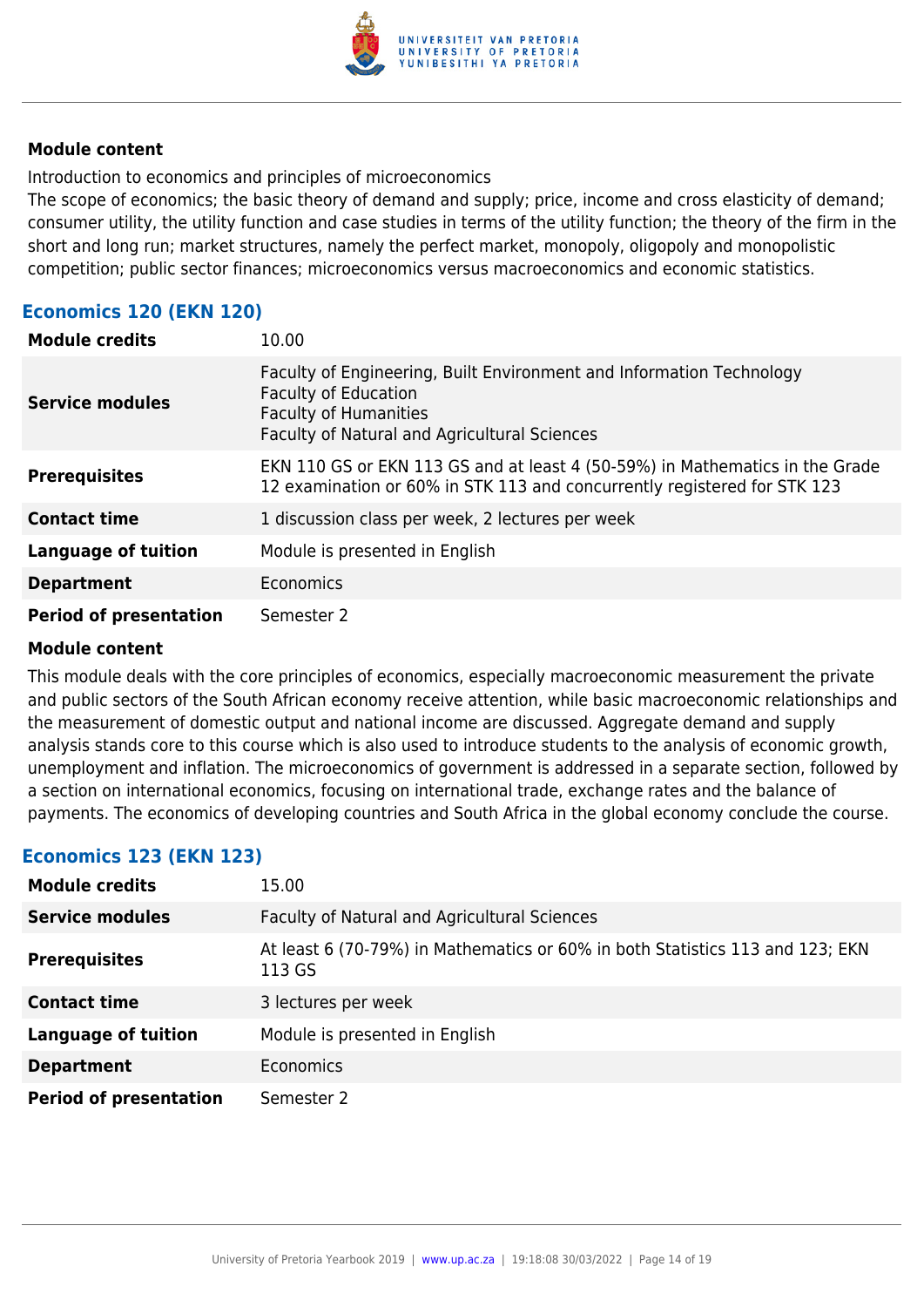**Module content**

Introduction to economics and principles of microeconomics
The scope of economics; the basic theory of demand and supply; price, income and cross elasticity of demand; consumer utility, the utility function and case studies in terms of the utility function; the theory of the firm in the short and long run; market structures, namely the perfect market, monopoly, oligopoly and monopolistic competition; public sector finances; microeconomics versus macroeconomics and economic statistics.

### Economics 120 (EKN 120)

| | |
|---|---|
| **Module credits** | 10.00 |
| **Service modules** | Faculty of Engineering, Built Environment and Information Technology<br>Faculty of Education<br>Faculty of Humanities<br>Faculty of Natural and Agricultural Sciences |
| **Prerequisites** | EKN 110 GS or EKN 113 GS and at least 4 (50-59%) in Mathematics in the Grade 12 examination or 60% in STK 113 and concurrently registered for STK 123 |
| **Contact time** | 1 discussion class per week, 2 lectures per week |
| **Language of tuition** | Module is presented in English |
| **Department** | Economics |
| **Period of presentation** | Semester 2 |

**Module content**

This module deals with the core principles of economics, especially macroeconomic measurement the private and public sectors of the South African economy receive attention, while basic macroeconomic relationships and the measurement of domestic output and national income are discussed. Aggregate demand and supply analysis stands core to this course which is also used to introduce students to the analysis of economic growth, unemployment and inflation. The microeconomics of government is addressed in a separate section, followed by a section on international economics, focusing on international trade, exchange rates and the balance of payments. The economics of developing countries and South Africa in the global economy conclude the course.

### Economics 123 (EKN 123)

| | |
|---|---|
| **Module credits** | 15.00 |
| **Service modules** | Faculty of Natural and Agricultural Sciences |
| **Prerequisites** | At least 6 (70-79%) in Mathematics or 60% in both Statistics 113 and 123; EKN 113 GS |
| **Contact time** | 3 lectures per week |
| **Language of tuition** | Module is presented in English |
| **Department** | Economics |
| **Period of presentation** | Semester 2 |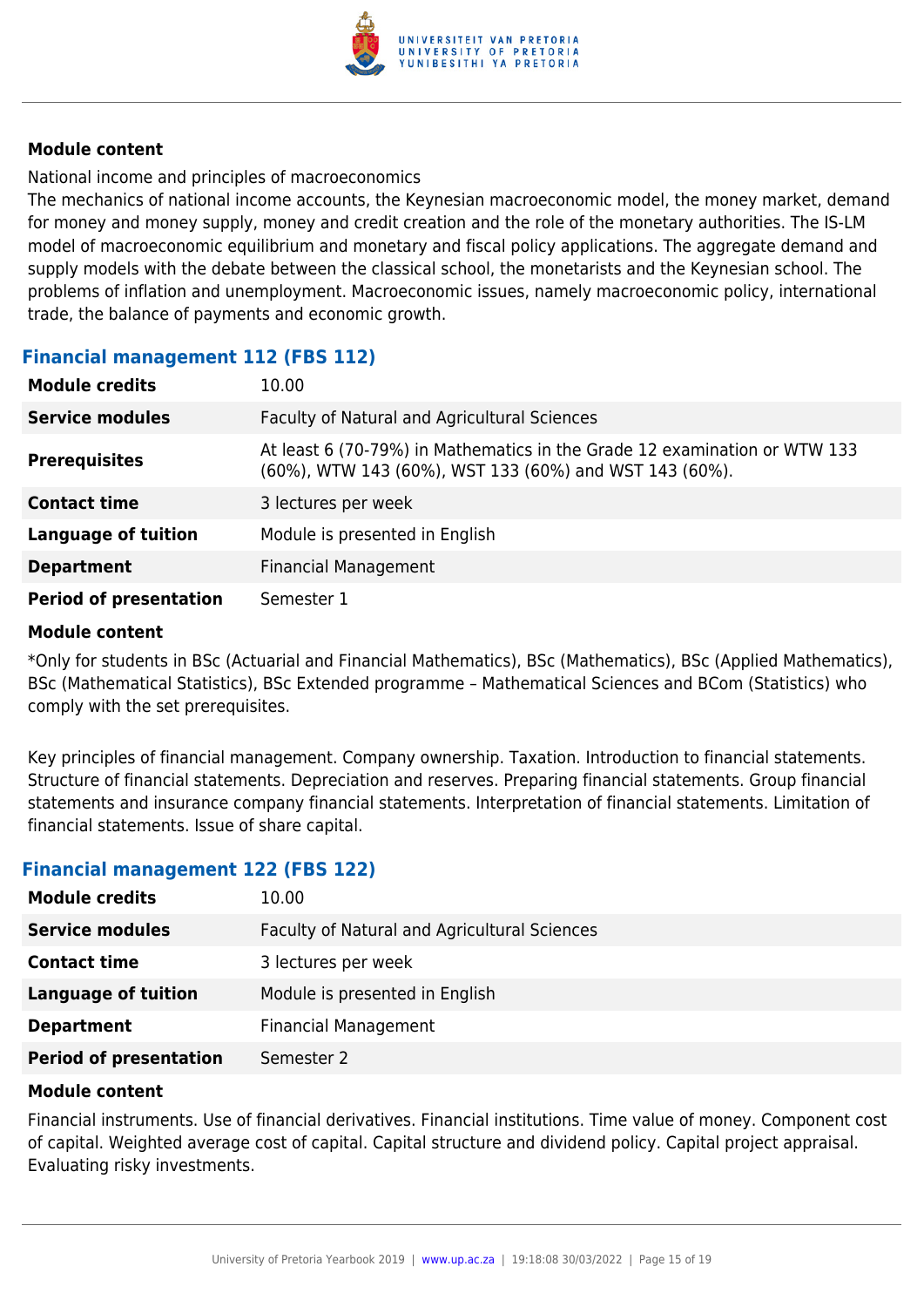#### Module content

National income and principles of macroeconomics
The mechanics of national income accounts, the Keynesian macroeconomic model, the money market, demand for money and money supply, money and credit creation and the role of the monetary authorities. The IS-LM model of macroeconomic equilibrium and monetary and fiscal policy applications. The aggregate demand and supply models with the debate between the classical school, the monetarists and the Keynesian school. The problems of inflation and unemployment. Macroeconomic issues, namely macroeconomic policy, international trade, the balance of payments and economic growth.

### Financial management 112 (FBS 112)

| | |
|---|---|
| **Module credits** | 10.00 |
| **Service modules** | Faculty of Natural and Agricultural Sciences |
| **Prerequisites** | At least 6 (70-79%) in Mathematics in the Grade 12 examination or WTW 133 (60%), WTW 143 (60%), WST 133 (60%) and WST 143 (60%). |
| **Contact time** | 3 lectures per week |
| **Language of tuition** | Module is presented in English |
| **Department** | Financial Management |
| **Period of presentation** | Semester 1 |

#### Module content

*Only for students in BSc (Actuarial and Financial Mathematics), BSc (Mathematics), BSc (Applied Mathematics), BSc (Mathematical Statistics), BSc Extended programme – Mathematical Sciences and BCom (Statistics) who comply with the set prerequisites.

Key principles of financial management. Company ownership. Taxation. Introduction to financial statements. Structure of financial statements. Depreciation and reserves. Preparing financial statements. Group financial statements and insurance company financial statements. Interpretation of financial statements. Limitation of financial statements. Issue of share capital.

### Financial management 122 (FBS 122)

| | |
|---|---|
| **Module credits** | 10.00 |
| **Service modules** | Faculty of Natural and Agricultural Sciences |
| **Contact time** | 3 lectures per week |
| **Language of tuition** | Module is presented in English |
| **Department** | Financial Management |
| **Period of presentation** | Semester 2 |

#### Module content

Financial instruments. Use of financial derivatives. Financial institutions. Time value of money. Component cost of capital. Weighted average cost of capital. Capital structure and dividend policy. Capital project appraisal. Evaluating risky investments.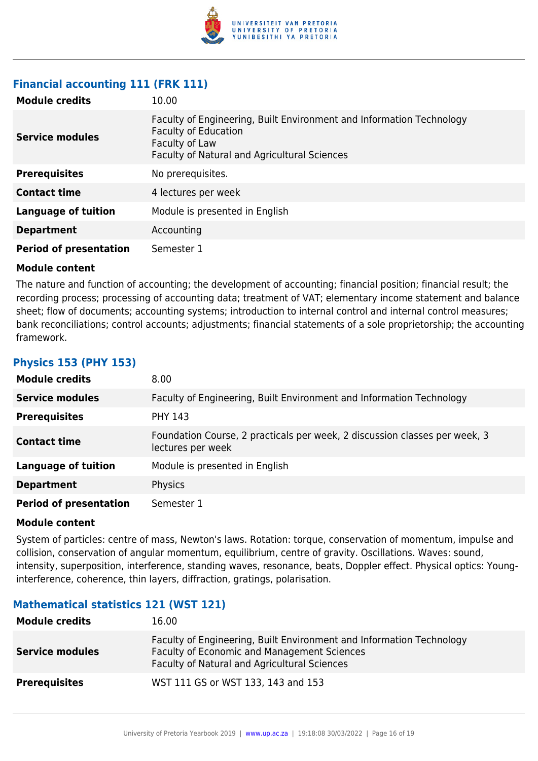### Financial accounting 111 (FRK 111)

| | |
|---|---|
| **Module credits** | 10.00 |
| **Service modules** | Faculty of Engineering, Built Environment and Information Technology<br>Faculty of Education<br>Faculty of Law<br>Faculty of Natural and Agricultural Sciences |
| **Prerequisites** | No prerequisites. |
| **Contact time** | 4 lectures per week |
| **Language of tuition** | Module is presented in English |
| **Department** | Accounting |
| **Period of presentation** | Semester 1 |

**Module content**

The nature and function of accounting; the development of accounting; financial position; financial result; the recording process; processing of accounting data; treatment of VAT; elementary income statement and balance sheet; flow of documents; accounting systems; introduction to internal control and internal control measures; bank reconciliations; control accounts; adjustments; financial statements of a sole proprietorship; the accounting framework.

### Physics 153 (PHY 153)

| | |
|---|---|
| **Module credits** | 8.00 |
| **Service modules** | Faculty of Engineering, Built Environment and Information Technology |
| **Prerequisites** | PHY 143 |
| **Contact time** | Foundation Course, 2 practicals per week, 2 discussion classes per week, 3 lectures per week |
| **Language of tuition** | Module is presented in English |
| **Department** | Physics |
| **Period of presentation** | Semester 1 |

**Module content**

System of particles: centre of mass, Newton's laws. Rotation: torque, conservation of momentum, impulse and collision, conservation of angular momentum, equilibrium, centre of gravity. Oscillations. Waves: sound, intensity, superposition, interference, standing waves, resonance, beats, Doppler effect. Physical optics: Young-interference, coherence, thin layers, diffraction, gratings, polarisation.

### Mathematical statistics 121 (WST 121)

| | |
|---|---|
| **Module credits** | 16.00 |
| **Service modules** | Faculty of Engineering, Built Environment and Information Technology<br>Faculty of Economic and Management Sciences<br>Faculty of Natural and Agricultural Sciences |
| **Prerequisites** | WST 111 GS or WST 133, 143 and 153 |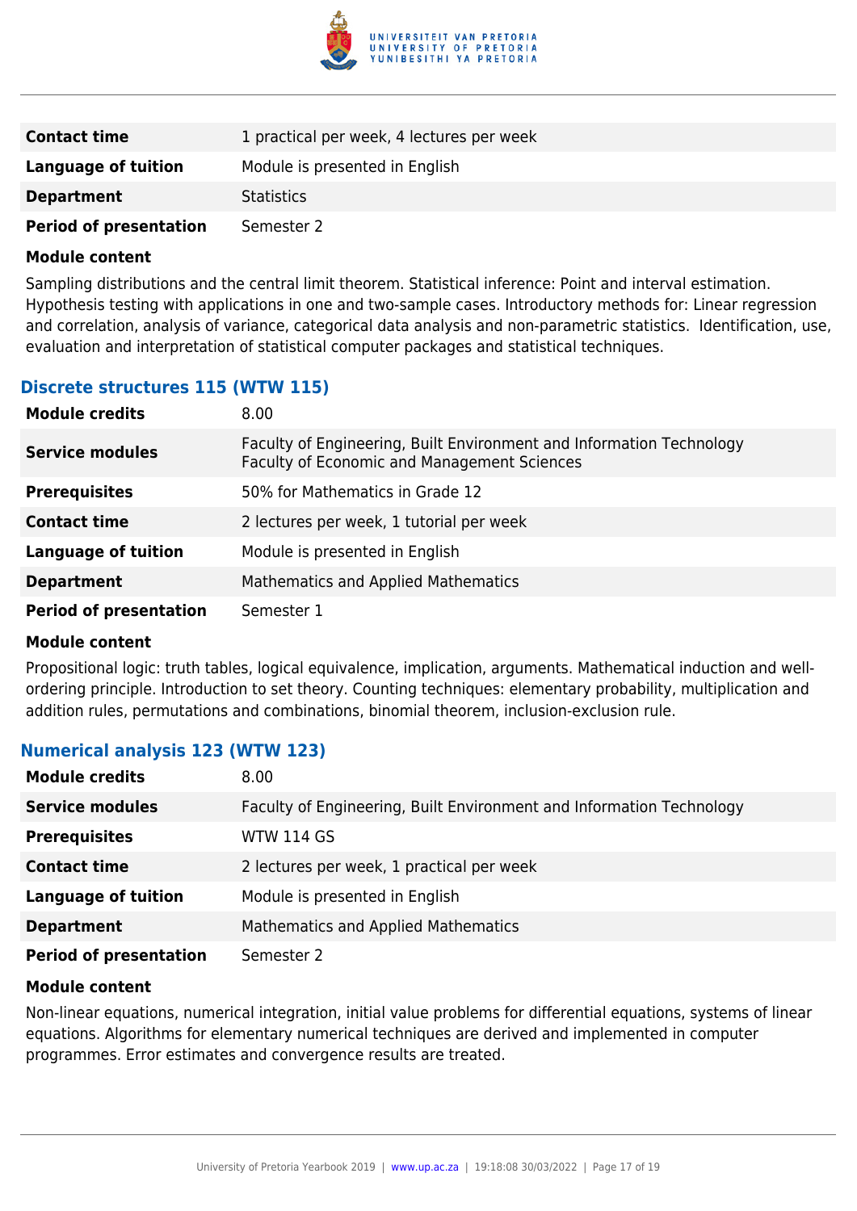| | |
|---|---|
| **Contact time** | 1 practical per week, 4 lectures per week |
| **Language of tuition** | Module is presented in English |
| **Department** | Statistics |
| **Period of presentation** | Semester 2 |

**Module content**

Sampling distributions and the central limit theorem. Statistical inference: Point and interval estimation. Hypothesis testing with applications in one and two-sample cases. Introductory methods for: Linear regression and correlation, analysis of variance, categorical data analysis and non-parametric statistics. Identification, use, evaluation and interpretation of statistical computer packages and statistical techniques.

### Discrete structures 115 (WTW 115)

| | |
|---|---|
| **Module credits** | 8.00 |
| **Service modules** | Faculty of Engineering, Built Environment and Information Technology<br>Faculty of Economic and Management Sciences |
| **Prerequisites** | 50% for Mathematics in Grade 12 |
| **Contact time** | 2 lectures per week, 1 tutorial per week |
| **Language of tuition** | Module is presented in English |
| **Department** | Mathematics and Applied Mathematics |
| **Period of presentation** | Semester 1 |

**Module content**

Propositional logic: truth tables, logical equivalence, implication, arguments. Mathematical induction and well-ordering principle. Introduction to set theory. Counting techniques: elementary probability, multiplication and addition rules, permutations and combinations, binomial theorem, inclusion-exclusion rule.

### Numerical analysis 123 (WTW 123)

| | |
|---|---|
| **Module credits** | 8.00 |
| **Service modules** | Faculty of Engineering, Built Environment and Information Technology |
| **Prerequisites** | WTW 114 GS |
| **Contact time** | 2 lectures per week, 1 practical per week |
| **Language of tuition** | Module is presented in English |
| **Department** | Mathematics and Applied Mathematics |
| **Period of presentation** | Semester 2 |

**Module content**

Non-linear equations, numerical integration, initial value problems for differential equations, systems of linear equations. Algorithms for elementary numerical techniques are derived and implemented in computer programmes. Error estimates and convergence results are treated.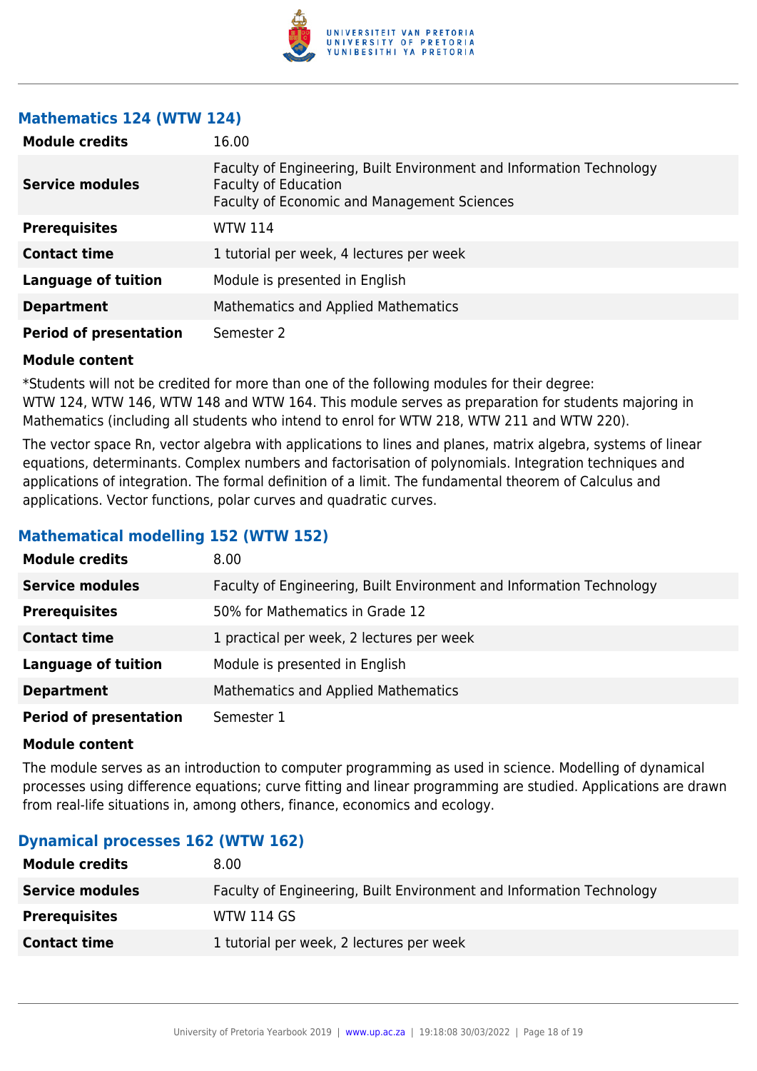### Mathematics 124 (WTW 124)

| | |
|---|---|
| **Module credits** | 16.00 |
| **Service modules** | Faculty of Engineering, Built Environment and Information Technology<br>Faculty of Education<br>Faculty of Economic and Management Sciences |
| **Prerequisites** | WTW 114 |
| **Contact time** | 1 tutorial per week, 4 lectures per week |
| **Language of tuition** | Module is presented in English |
| **Department** | Mathematics and Applied Mathematics |
| **Period of presentation** | Semester 2 |

**Module content**

*Students will not be credited for more than one of the following modules for their degree: WTW 124, WTW 146, WTW 148 and WTW 164. This module serves as preparation for students majoring in Mathematics (including all students who intend to enrol for WTW 218, WTW 211 and WTW 220).

The vector space Rn, vector algebra with applications to lines and planes, matrix algebra, systems of linear equations, determinants. Complex numbers and factorisation of polynomials. Integration techniques and applications of integration. The formal definition of a limit. The fundamental theorem of Calculus and applications. Vector functions, polar curves and quadratic curves.

### Mathematical modelling 152 (WTW 152)

| | |
|---|---|
| **Module credits** | 8.00 |
| **Service modules** | Faculty of Engineering, Built Environment and Information Technology |
| **Prerequisites** | 50% for Mathematics in Grade 12 |
| **Contact time** | 1 practical per week, 2 lectures per week |
| **Language of tuition** | Module is presented in English |
| **Department** | Mathematics and Applied Mathematics |
| **Period of presentation** | Semester 1 |

**Module content**

The module serves as an introduction to computer programming as used in science. Modelling of dynamical processes using difference equations; curve fitting and linear programming are studied. Applications are drawn from real-life situations in, among others, finance, economics and ecology.

### Dynamical processes 162 (WTW 162)

| | |
|---|---|
| **Module credits** | 8.00 |
| **Service modules** | Faculty of Engineering, Built Environment and Information Technology |
| **Prerequisites** | WTW 114 GS |
| **Contact time** | 1 tutorial per week, 2 lectures per week |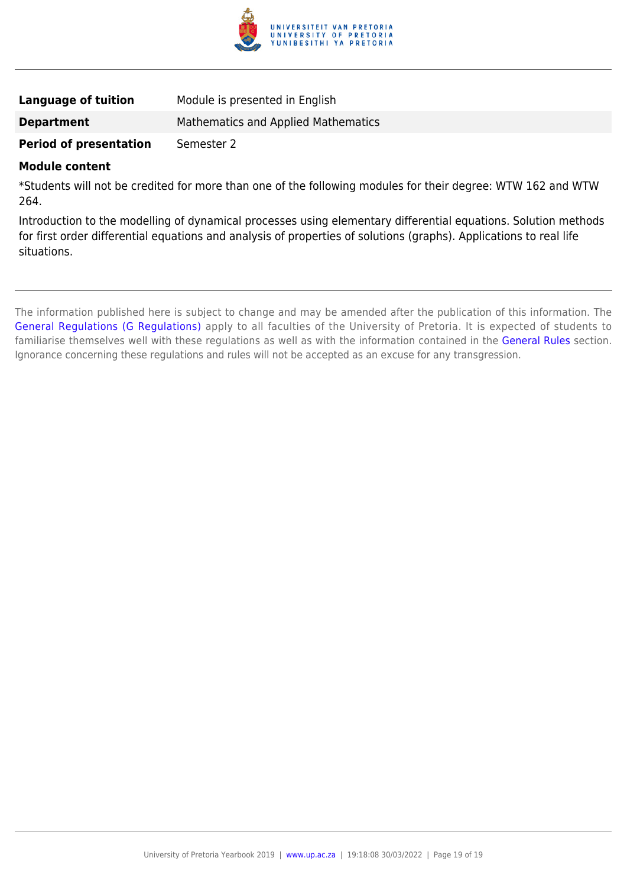| | |
| --- | --- |
| **Language of tuition** | Module is presented in English |
| **Department** | Mathematics and Applied Mathematics |
| **Period of presentation** | Semester 2 |

**Module content**

*Students will not be credited for more than one of the following modules for their degree: WTW 162 and WTW 264.

Introduction to the modelling of dynamical processes using elementary differential equations. Solution methods for first order differential equations and analysis of properties of solutions (graphs). Applications to real life situations.

---

The information published here is subject to change and may be amended after the publication of this information. The General Regulations (G Regulations) apply to all faculties of the University of Pretoria. It is expected of students to familiarise themselves well with these regulations as well as with the information contained in the General Rules section. Ignorance concerning these regulations and rules will not be accepted as an excuse for any transgression.